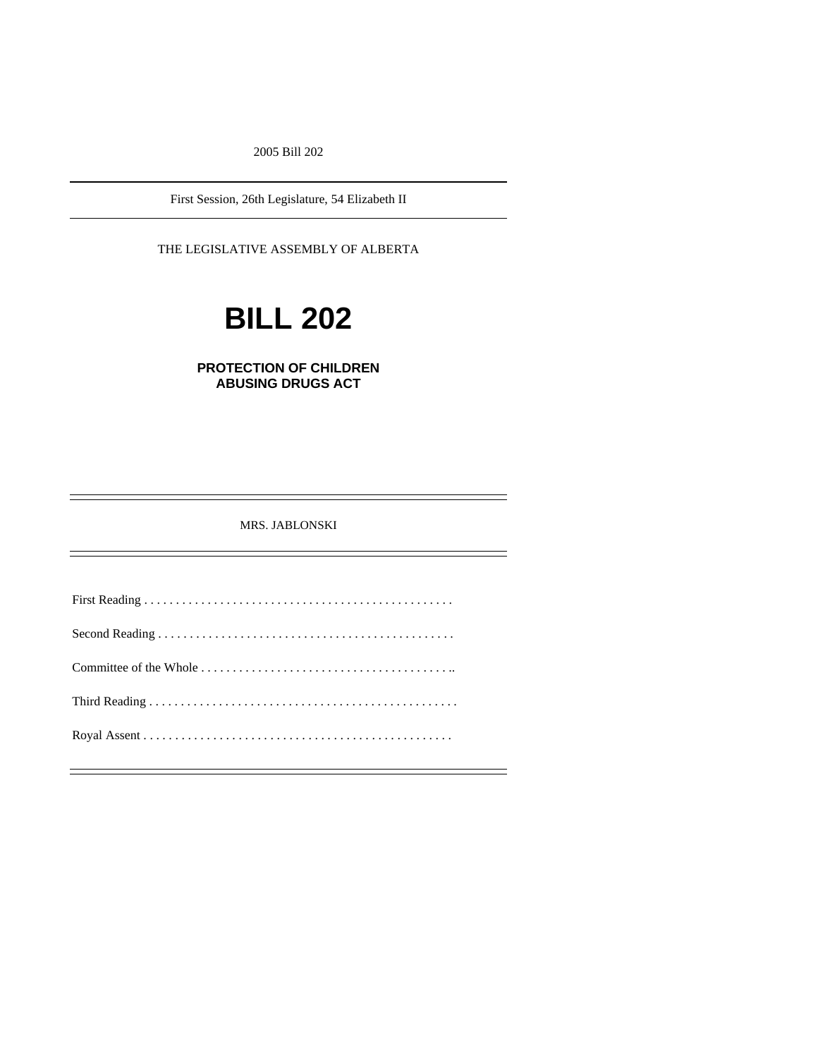2005 Bill 202

---

First Session, 26th Legislature, 54 Elizabeth II

---

THE LEGISLATIVE ASSEMBLY OF ALBERTA

# BILL 202

## PROTECTION OF CHILDREN ABUSING DRUGS ACT

---

MRS. JABLONSKI

---

First Reading . . . . . . . . . . . . . . . . . . . . . . . . . . . . . . . . . . . . . . . . . . . . . . . . .

Second Reading . . . . . . . . . . . . . . . . . . . . . . . . . . . . . . . . . . . . . . . . . . . . . .

Committee of the Whole . . . . . . . . . . . . . . . . . . . . . . . . . . . . . . . . . . . . . . . ..

Third Reading . . . . . . . . . . . . . . . . . . . . . . . . . . . . . . . . . . . . . . . . . . . . . . . . .

Royal Assent . . . . . . . . . . . . . . . . . . . . . . . . . . . . . . . . . . . . . . . . . . . . . . . .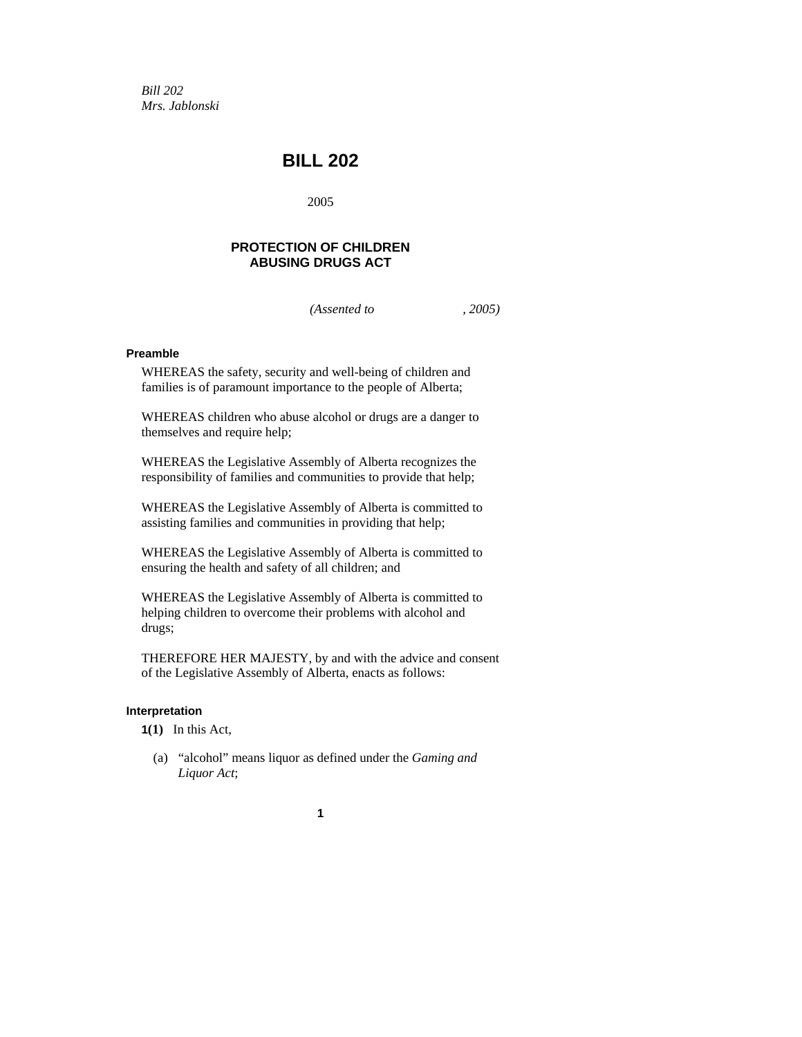*Bill 202*
*Mrs. Jablonski*

# BILL 202

2005

## PROTECTION OF CHILDREN ABUSING DRUGS ACT

*(Assented to , 2005)*

**Preamble**

WHEREAS the safety, security and well-being of children and families is of paramount importance to the people of Alberta;

WHEREAS children who abuse alcohol or drugs are a danger to themselves and require help;

WHEREAS the Legislative Assembly of Alberta recognizes the responsibility of families and communities to provide that help;

WHEREAS the Legislative Assembly of Alberta is committed to assisting families and communities in providing that help;

WHEREAS the Legislative Assembly of Alberta is committed to ensuring the health and safety of all children; and

WHEREAS the Legislative Assembly of Alberta is committed to helping children to overcome their problems with alcohol and drugs;

THEREFORE HER MAJESTY, by and with the advice and consent of the Legislative Assembly of Alberta, enacts as follows:

**Interpretation**

**1(1)** In this Act,

(a) "alcohol" means liquor as defined under the *Gaming and Liquor Act*;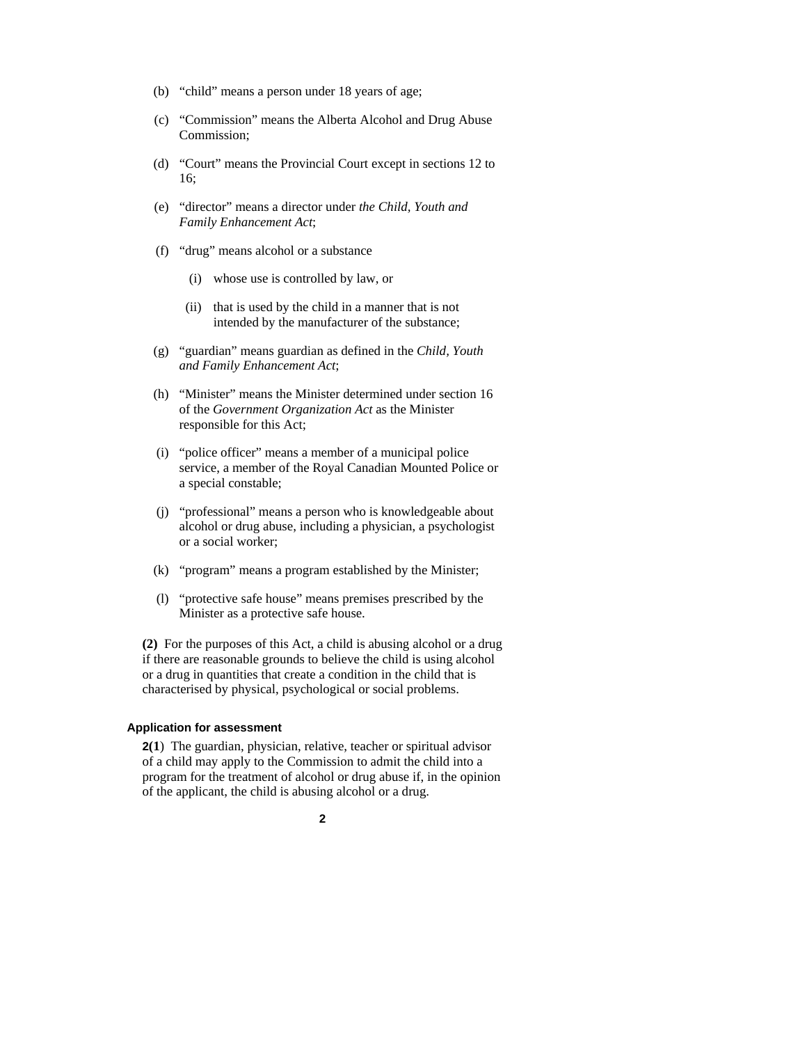(b) “child” means a person under 18 years of age;

(c) “Commission” means the Alberta Alcohol and Drug Abuse Commission;

(d) “Court” means the Provincial Court except in sections 12 to 16;

(e) “director” means a director under *the Child, Youth and Family Enhancement Act*;

(f) “drug” means alcohol or a substance

(i) whose use is controlled by law, or

(ii) that is used by the child in a manner that is not intended by the manufacturer of the substance;

(g) “guardian” means guardian as defined in the *Child, Youth and Family Enhancement Act*;

(h) “Minister” means the Minister determined under section 16 of the *Government Organization Act* as the Minister responsible for this Act;

(i) “police officer” means a member of a municipal police service, a member of the Royal Canadian Mounted Police or a special constable;

(j) “professional” means a person who is knowledgeable about alcohol or drug abuse, including a physician, a psychologist or a social worker;

(k) “program” means a program established by the Minister;

(l) “protective safe house” means premises prescribed by the Minister as a protective safe house.

**(2)** For the purposes of this Act, a child is abusing alcohol or a drug if there are reasonable grounds to believe the child is using alcohol or a drug in quantities that create a condition in the child that is characterised by physical, psychological or social problems.

**Application for assessment**

**2(1)** The guardian, physician, relative, teacher or spiritual advisor of a child may apply to the Commission to admit the child into a program for the treatment of alcohol or drug abuse if, in the opinion of the applicant, the child is abusing alcohol or a drug.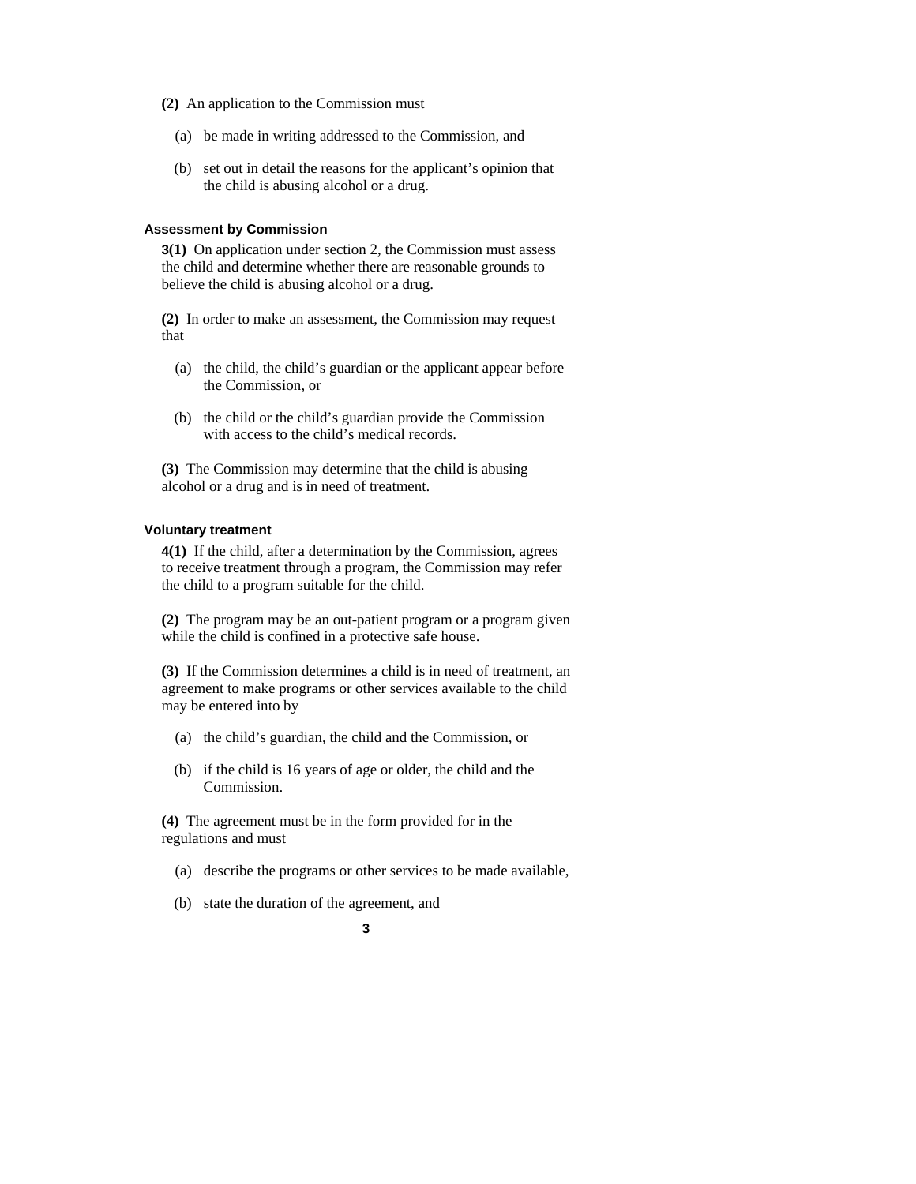**(2)** An application to the Commission must

(a) be made in writing addressed to the Commission, and

(b) set out in detail the reasons for the applicant's opinion that the child is abusing alcohol or a drug.

#### Assessment by Commission

**3(1)** On application under section 2, the Commission must assess the child and determine whether there are reasonable grounds to believe the child is abusing alcohol or a drug.

**(2)** In order to make an assessment, the Commission may request that

(a) the child, the child's guardian or the applicant appear before the Commission, or

(b) the child or the child's guardian provide the Commission with access to the child's medical records.

**(3)** The Commission may determine that the child is abusing alcohol or a drug and is in need of treatment.

#### Voluntary treatment

**4(1)** If the child, after a determination by the Commission, agrees to receive treatment through a program, the Commission may refer the child to a program suitable for the child.

**(2)** The program may be an out-patient program or a program given while the child is confined in a protective safe house.

**(3)** If the Commission determines a child is in need of treatment, an agreement to make programs or other services available to the child may be entered into by

(a) the child's guardian, the child and the Commission, or

(b) if the child is 16 years of age or older, the child and the Commission.

**(4)** The agreement must be in the form provided for in the regulations and must

(a) describe the programs or other services to be made available,

(b) state the duration of the agreement, and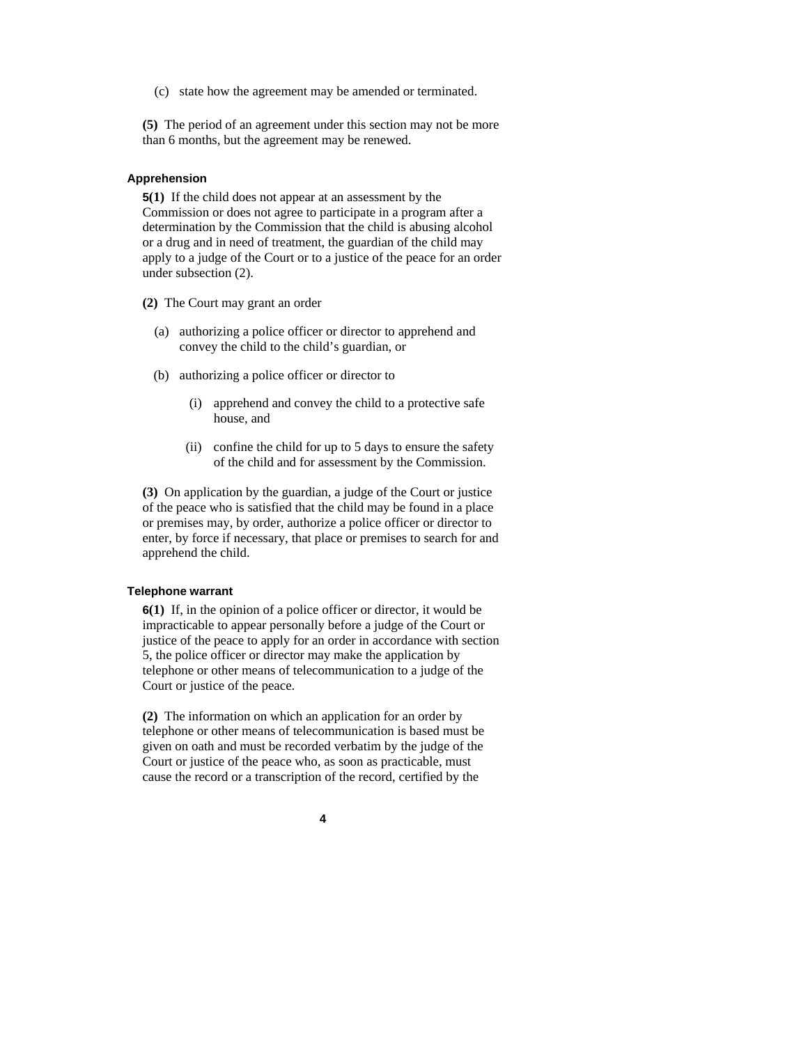(c) state how the agreement may be amended or terminated.

**(5)** The period of an agreement under this section may not be more than 6 months, but the agreement may be renewed.

#### Apprehension

**5(1)** If the child does not appear at an assessment by the Commission or does not agree to participate in a program after a determination by the Commission that the child is abusing alcohol or a drug and in need of treatment, the guardian of the child may apply to a judge of the Court or to a justice of the peace for an order under subsection (2).

**(2)** The Court may grant an order

(a) authorizing a police officer or director to apprehend and convey the child to the child's guardian, or

(b) authorizing a police officer or director to

(i) apprehend and convey the child to a protective safe house, and

(ii) confine the child for up to 5 days to ensure the safety of the child and for assessment by the Commission.

**(3)** On application by the guardian, a judge of the Court or justice of the peace who is satisfied that the child may be found in a place or premises may, by order, authorize a police officer or director to enter, by force if necessary, that place or premises to search for and apprehend the child.

#### Telephone warrant

**6(1)** If, in the opinion of a police officer or director, it would be impracticable to appear personally before a judge of the Court or justice of the peace to apply for an order in accordance with section 5, the police officer or director may make the application by telephone or other means of telecommunication to a judge of the Court or justice of the peace.

**(2)** The information on which an application for an order by telephone or other means of telecommunication is based must be given on oath and must be recorded verbatim by the judge of the Court or justice of the peace who, as soon as practicable, must cause the record or a transcription of the record, certified by the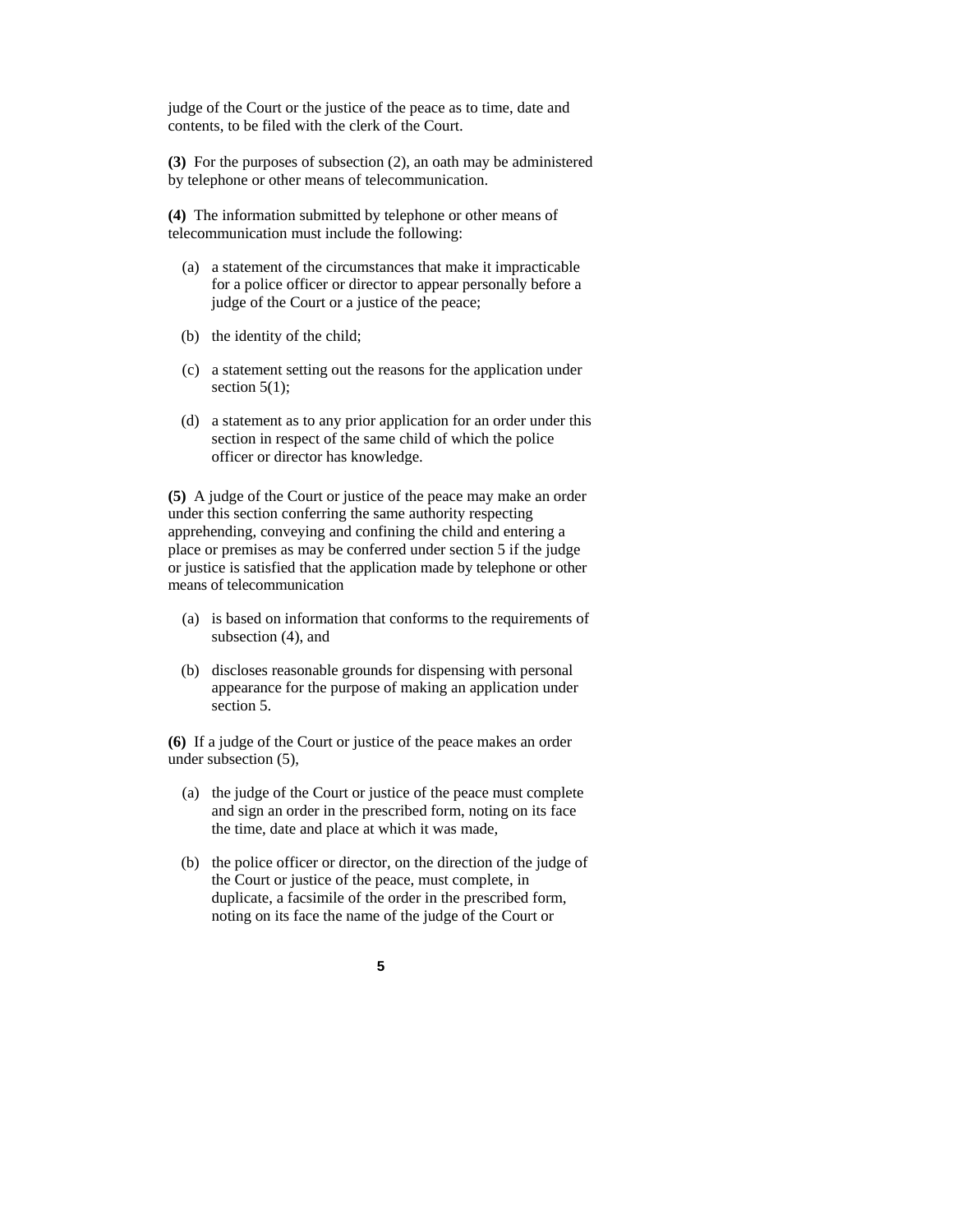judge of the Court or the justice of the peace as to time, date and contents, to be filed with the clerk of the Court.

**(3)** For the purposes of subsection (2), an oath may be administered by telephone or other means of telecommunication.

**(4)** The information submitted by telephone or other means of telecommunication must include the following:

(a) a statement of the circumstances that make it impracticable for a police officer or director to appear personally before a judge of the Court or a justice of the peace;

(b) the identity of the child;

(c) a statement setting out the reasons for the application under section 5(1);

(d) a statement as to any prior application for an order under this section in respect of the same child of which the police officer or director has knowledge.

**(5)** A judge of the Court or justice of the peace may make an order under this section conferring the same authority respecting apprehending, conveying and confining the child and entering a place or premises as may be conferred under section 5 if the judge or justice is satisfied that the application made by telephone or other means of telecommunication

(a) is based on information that conforms to the requirements of subsection (4), and

(b) discloses reasonable grounds for dispensing with personal appearance for the purpose of making an application under section 5.

**(6)** If a judge of the Court or justice of the peace makes an order under subsection (5),

(a) the judge of the Court or justice of the peace must complete and sign an order in the prescribed form, noting on its face the time, date and place at which it was made,

(b) the police officer or director, on the direction of the judge of the Court or justice of the peace, must complete, in duplicate, a facsimile of the order in the prescribed form, noting on its face the name of the judge of the Court or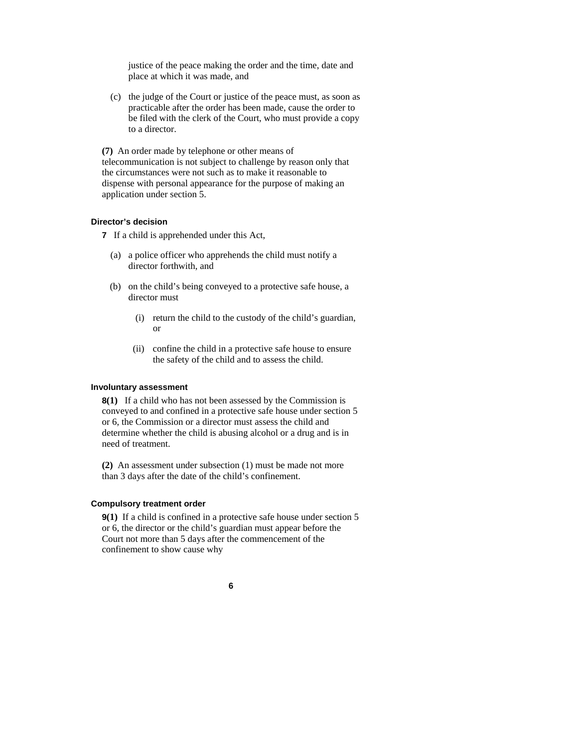justice of the peace making the order and the time, date and place at which it was made, and

(c) the judge of the Court or justice of the peace must, as soon as practicable after the order has been made, cause the order to be filed with the clerk of the Court, who must provide a copy to a director.

**(7)** An order made by telephone or other means of telecommunication is not subject to challenge by reason only that the circumstances were not such as to make it reasonable to dispense with personal appearance for the purpose of making an application under section 5.

#### Director's decision

**7** If a child is apprehended under this Act,

(a) a police officer who apprehends the child must notify a director forthwith, and

(b) on the child's being conveyed to a protective safe house, a director must

(i) return the child to the custody of the child's guardian, or

(ii) confine the child in a protective safe house to ensure the safety of the child and to assess the child.

#### Involuntary assessment

**8(1)** If a child who has not been assessed by the Commission is conveyed to and confined in a protective safe house under section 5 or 6, the Commission or a director must assess the child and determine whether the child is abusing alcohol or a drug and is in need of treatment.

**(2)** An assessment under subsection (1) must be made not more than 3 days after the date of the child's confinement.

#### Compulsory treatment order

**9(1)** If a child is confined in a protective safe house under section 5 or 6, the director or the child's guardian must appear before the Court not more than 5 days after the commencement of the confinement to show cause why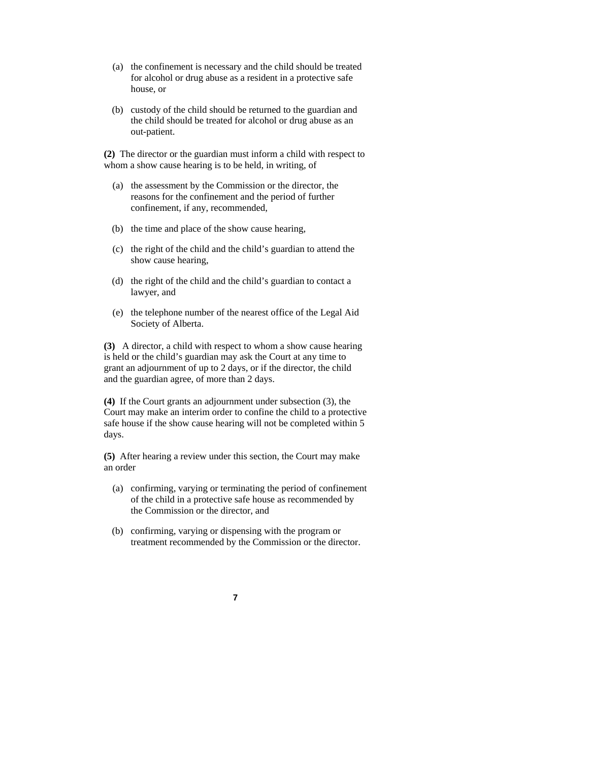(a) the confinement is necessary and the child should be treated for alcohol or drug abuse as a resident in a protective safe house, or

(b) custody of the child should be returned to the guardian and the child should be treated for alcohol or drug abuse as an out-patient.

**(2)** The director or the guardian must inform a child with respect to whom a show cause hearing is to be held, in writing, of

(a) the assessment by the Commission or the director, the reasons for the confinement and the period of further confinement, if any, recommended,

(b) the time and place of the show cause hearing,

(c) the right of the child and the child's guardian to attend the show cause hearing,

(d) the right of the child and the child's guardian to contact a lawyer, and

(e) the telephone number of the nearest office of the Legal Aid Society of Alberta.

**(3)** A director, a child with respect to whom a show cause hearing is held or the child's guardian may ask the Court at any time to grant an adjournment of up to 2 days, or if the director, the child and the guardian agree, of more than 2 days.

**(4)** If the Court grants an adjournment under subsection (3), the Court may make an interim order to confine the child to a protective safe house if the show cause hearing will not be completed within 5 days.

**(5)** After hearing a review under this section, the Court may make an order

(a) confirming, varying or terminating the period of confinement of the child in a protective safe house as recommended by the Commission or the director, and

(b) confirming, varying or dispensing with the program or treatment recommended by the Commission or the director.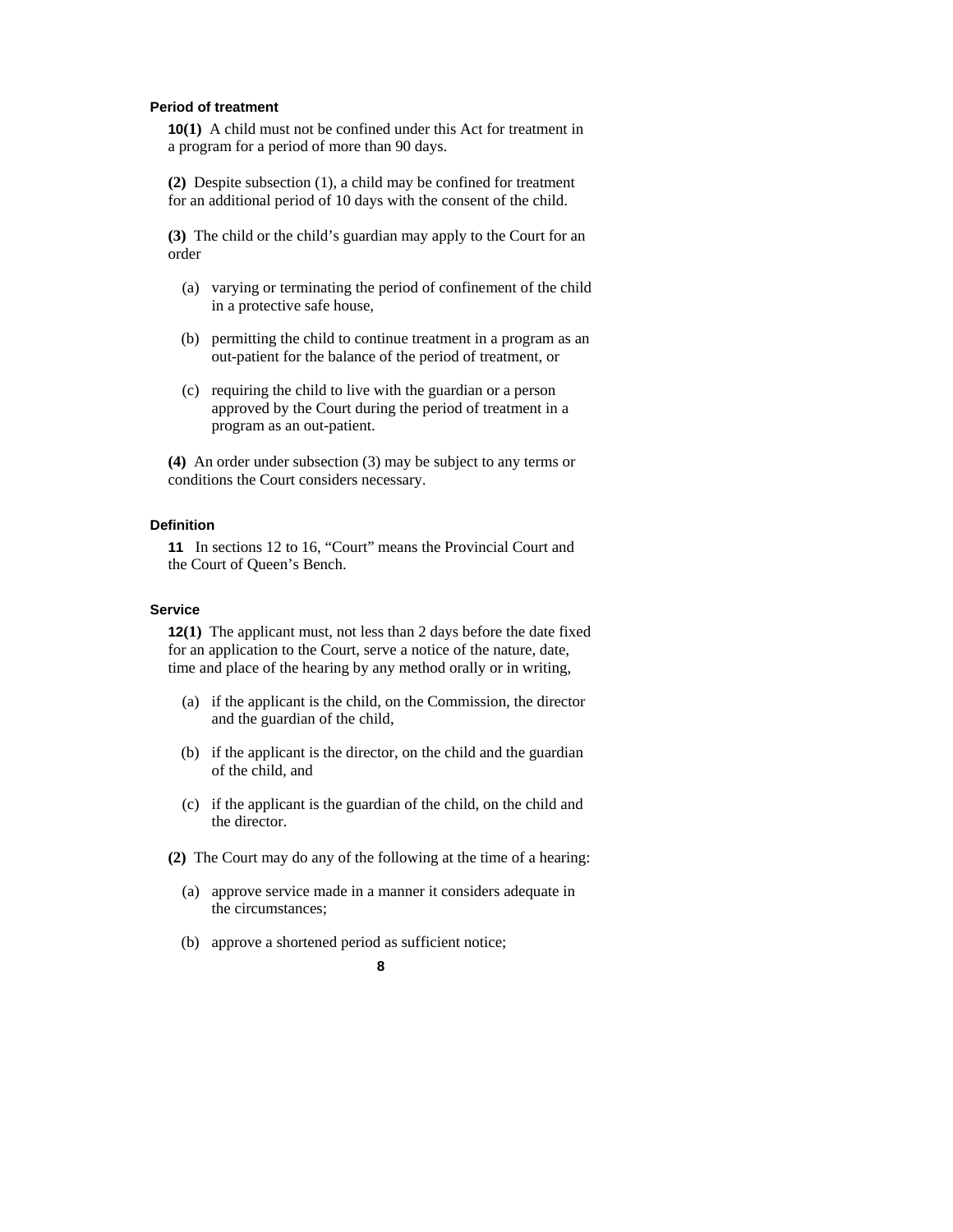### Period of treatment

**10(1)** A child must not be confined under this Act for treatment in a program for a period of more than 90 days.

**(2)** Despite subsection (1), a child may be confined for treatment for an additional period of 10 days with the consent of the child.

**(3)** The child or the child's guardian may apply to the Court for an order

- (a) varying or terminating the period of confinement of the child in a protective safe house,
- (b) permitting the child to continue treatment in a program as an out-patient for the balance of the period of treatment, or
- (c) requiring the child to live with the guardian or a person approved by the Court during the period of treatment in a program as an out-patient.

**(4)** An order under subsection (3) may be subject to any terms or conditions the Court considers necessary.

### Definition

**11** In sections 12 to 16, "Court" means the Provincial Court and the Court of Queen's Bench.

### Service

**12(1)** The applicant must, not less than 2 days before the date fixed for an application to the Court, serve a notice of the nature, date, time and place of the hearing by any method orally or in writing,

- (a) if the applicant is the child, on the Commission, the director and the guardian of the child,
- (b) if the applicant is the director, on the child and the guardian of the child, and
- (c) if the applicant is the guardian of the child, on the child and the director.

**(2)** The Court may do any of the following at the time of a hearing:

- (a) approve service made in a manner it considers adequate in the circumstances;
- (b) approve a shortened period as sufficient notice;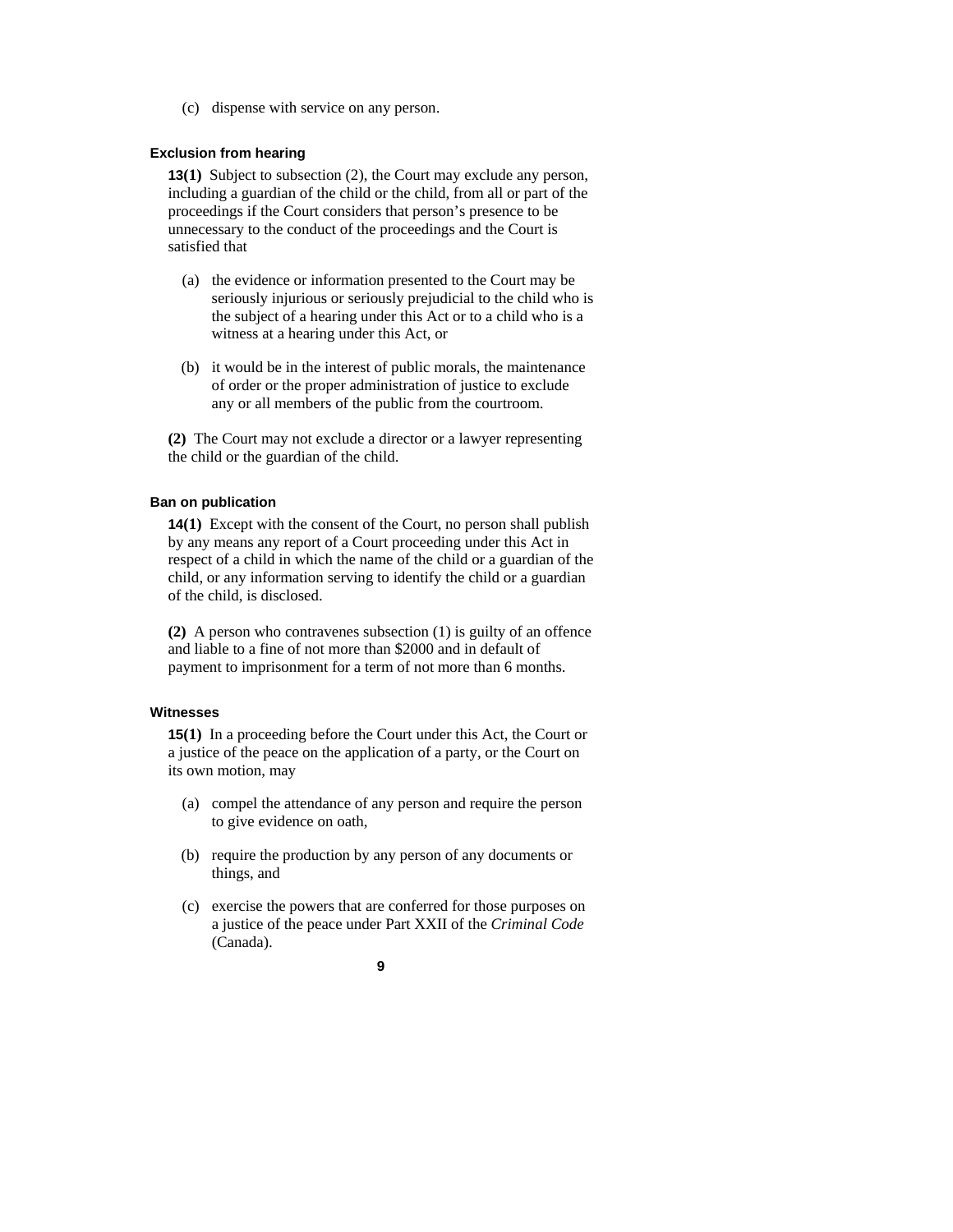(c) dispense with service on any person.

### Exclusion from hearing

**13(1)** Subject to subsection (2), the Court may exclude any person, including a guardian of the child or the child, from all or part of the proceedings if the Court considers that person's presence to be unnecessary to the conduct of the proceedings and the Court is satisfied that

(a) the evidence or information presented to the Court may be seriously injurious or seriously prejudicial to the child who is the subject of a hearing under this Act or to a child who is a witness at a hearing under this Act, or

(b) it would be in the interest of public morals, the maintenance of order or the proper administration of justice to exclude any or all members of the public from the courtroom.

**(2)** The Court may not exclude a director or a lawyer representing the child or the guardian of the child.

### Ban on publication

**14(1)** Except with the consent of the Court, no person shall publish by any means any report of a Court proceeding under this Act in respect of a child in which the name of the child or a guardian of the child, or any information serving to identify the child or a guardian of the child, is disclosed.

**(2)** A person who contravenes subsection (1) is guilty of an offence and liable to a fine of not more than $2000 and in default of payment to imprisonment for a term of not more than 6 months.

### Witnesses

**15(1)** In a proceeding before the Court under this Act, the Court or a justice of the peace on the application of a party, or the Court on its own motion, may

(a) compel the attendance of any person and require the person to give evidence on oath,

(b) require the production by any person of any documents or things, and

(c) exercise the powers that are conferred for those purposes on a justice of the peace under Part XXII of the *Criminal Code* (Canada).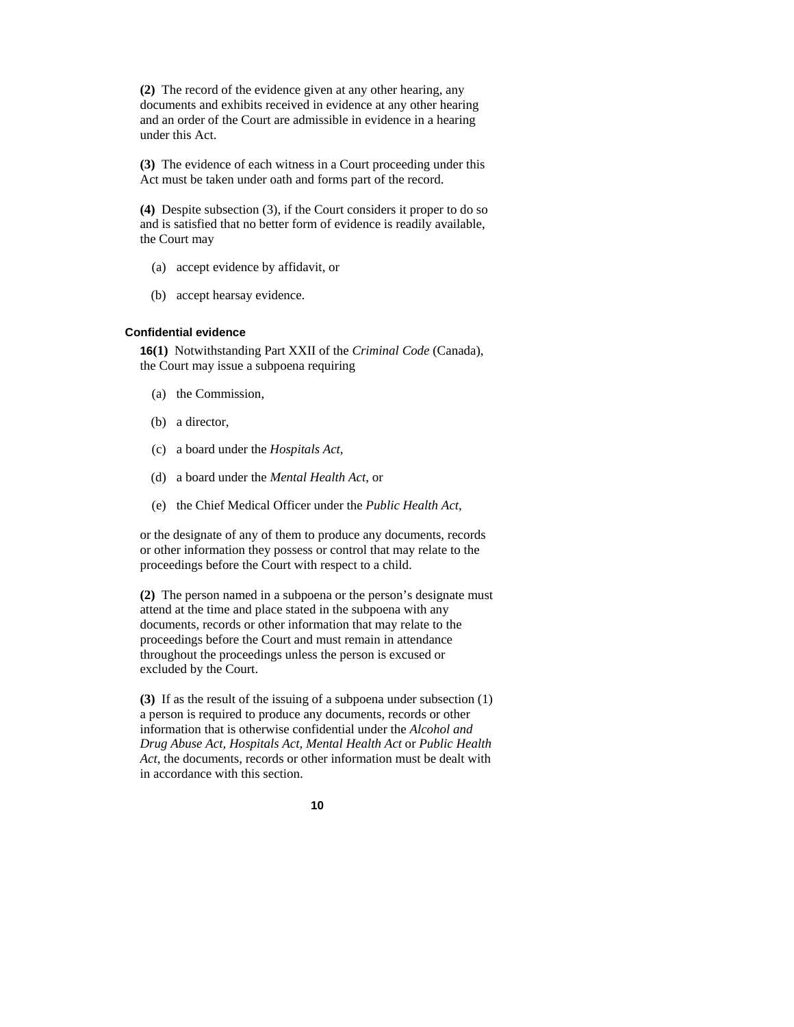**(2)** The record of the evidence given at any other hearing, any documents and exhibits received in evidence at any other hearing and an order of the Court are admissible in evidence in a hearing under this Act.

**(3)** The evidence of each witness in a Court proceeding under this Act must be taken under oath and forms part of the record.

**(4)** Despite subsection (3), if the Court considers it proper to do so and is satisfied that no better form of evidence is readily available, the Court may

(a) accept evidence by affidavit, or

(b) accept hearsay evidence.

#### Confidential evidence

**16(1)** Notwithstanding Part XXII of the *Criminal Code* (Canada), the Court may issue a subpoena requiring

(a) the Commission,

(b) a director,

(c) a board under the *Hospitals Act*,

(d) a board under the *Mental Health Act*, or

(e) the Chief Medical Officer under the *Public Health Act*,

or the designate of any of them to produce any documents, records or other information they possess or control that may relate to the proceedings before the Court with respect to a child.

**(2)** The person named in a subpoena or the person's designate must attend at the time and place stated in the subpoena with any documents, records or other information that may relate to the proceedings before the Court and must remain in attendance throughout the proceedings unless the person is excused or excluded by the Court.

**(3)** If as the result of the issuing of a subpoena under subsection (1) a person is required to produce any documents, records or other information that is otherwise confidential under the *Alcohol and Drug Abuse Act, Hospitals Act, Mental Health Act* or *Public Health Act*, the documents, records or other information must be dealt with in accordance with this section.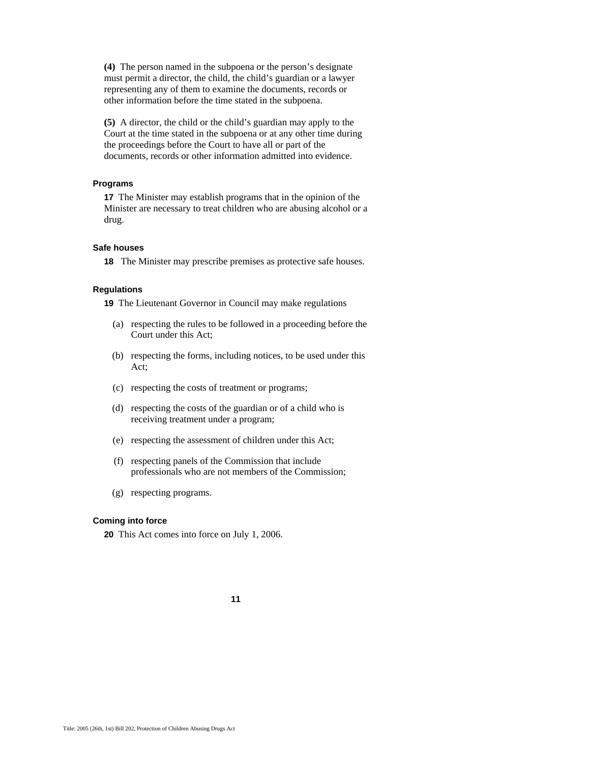**(4)** The person named in the subpoena or the person's designate must permit a director, the child, the child's guardian or a lawyer representing any of them to examine the documents, records or other information before the time stated in the subpoena.

**(5)** A director, the child or the child's guardian may apply to the Court at the time stated in the subpoena or at any other time during the proceedings before the Court to have all or part of the documents, records or other information admitted into evidence.

#### Programs

**17** The Minister may establish programs that in the opinion of the Minister are necessary to treat children who are abusing alcohol or a drug.

#### Safe houses

**18** The Minister may prescribe premises as protective safe houses.

#### Regulations

**19** The Lieutenant Governor in Council may make regulations

(a) respecting the rules to be followed in a proceeding before the Court under this Act;

(b) respecting the forms, including notices, to be used under this Act;

(c) respecting the costs of treatment or programs;

(d) respecting the costs of the guardian or of a child who is receiving treatment under a program;

(e) respecting the assessment of children under this Act;

(f) respecting panels of the Commission that include professionals who are not members of the Commission;

(g) respecting programs.

#### Coming into force

**20** This Act comes into force on July 1, 2006.